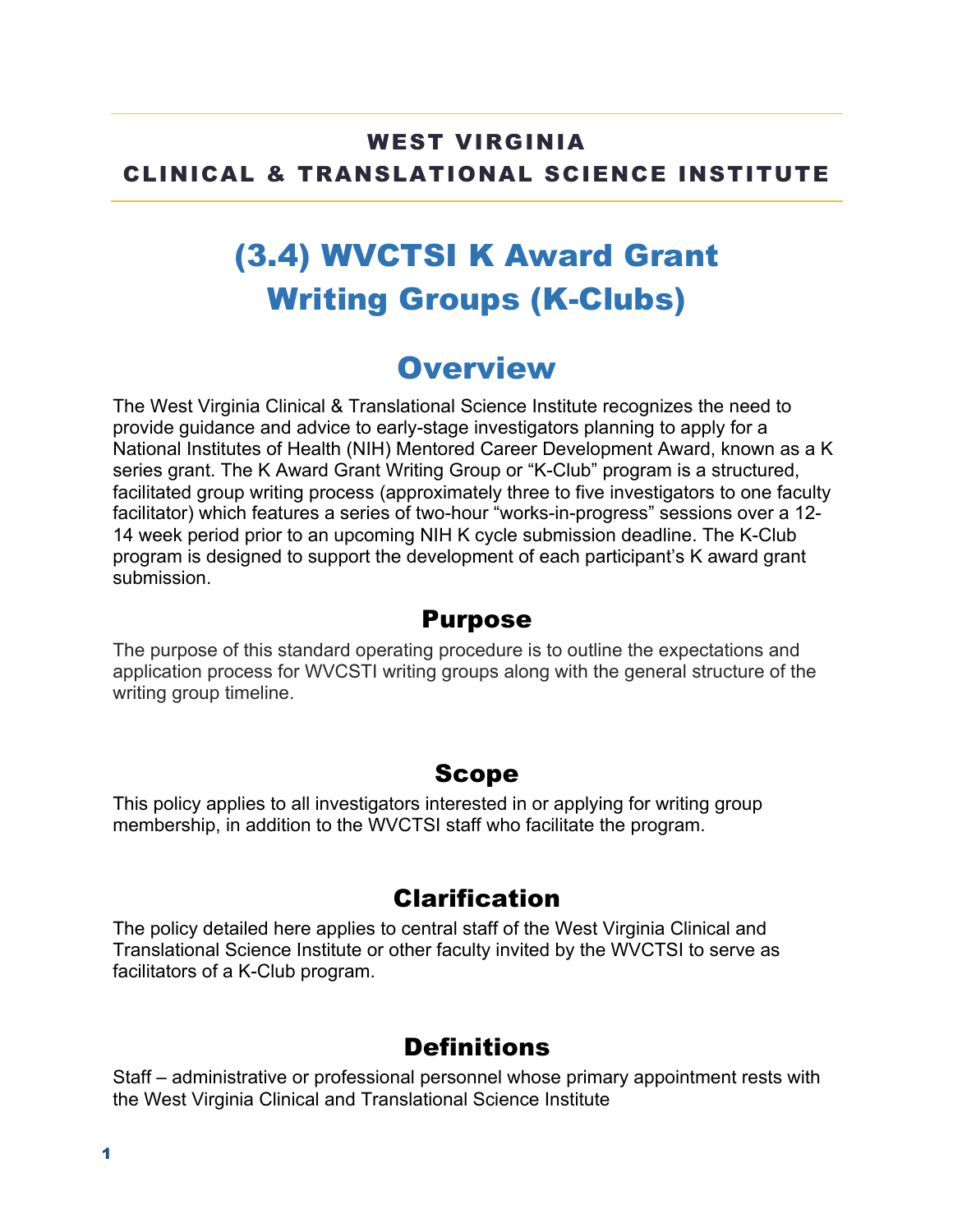**WEST VIRGINIA**
**CLINICAL & TRANSLATIONAL SCIENCE INSTITUTE**

# (3.4) WVCTSI K Award Grant Writing Groups (K-Clubs)

## Overview

The West Virginia Clinical & Translational Science Institute recognizes the need to provide guidance and advice to early-stage investigators planning to apply for a National Institutes of Health (NIH) Mentored Career Development Award, known as a K series grant. The K Award Grant Writing Group or "K-Club" program is a structured, facilitated group writing process (approximately three to five investigators to one faculty facilitator) which features a series of two-hour "works-in-progress" sessions over a 12-14 week period prior to an upcoming NIH K cycle submission deadline. The K-Club program is designed to support the development of each participant's K award grant submission.

### Purpose

The purpose of this standard operating procedure is to outline the expectations and application process for WVCSTI writing groups along with the general structure of the writing group timeline.

### Scope

This policy applies to all investigators interested in or applying for writing group membership, in addition to the WVCTSI staff who facilitate the program.

### Clarification

The policy detailed here applies to central staff of the West Virginia Clinical and Translational Science Institute or other faculty invited by the WVCTSI to serve as facilitators of a K-Club program.

### Definitions

Staff – administrative or professional personnel whose primary appointment rests with the West Virginia Clinical and Translational Science Institute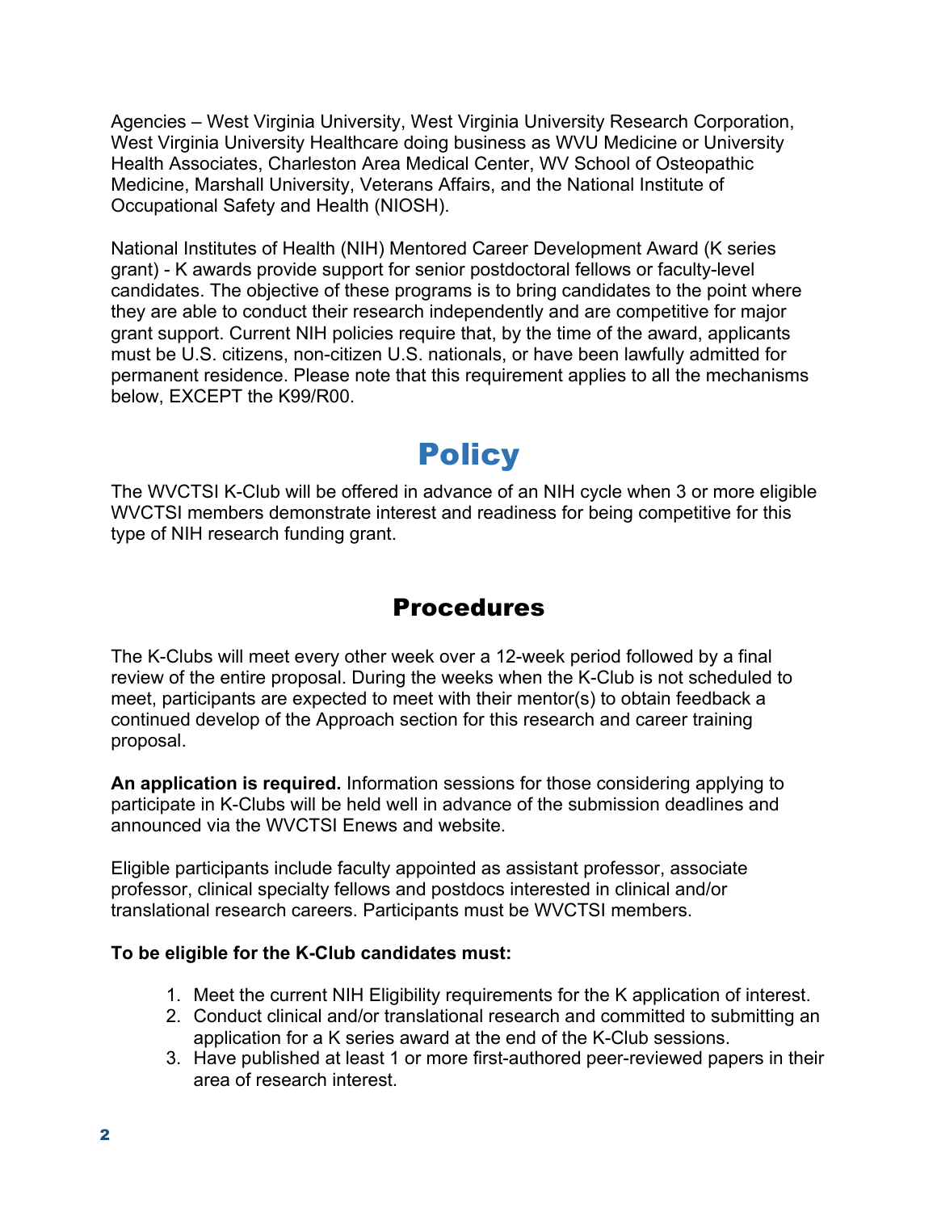Agencies – West Virginia University, West Virginia University Research Corporation, West Virginia University Healthcare doing business as WVU Medicine or University Health Associates, Charleston Area Medical Center, WV School of Osteopathic Medicine, Marshall University, Veterans Affairs, and the National Institute of Occupational Safety and Health (NIOSH).

National Institutes of Health (NIH) Mentored Career Development Award (K series grant) - K awards provide support for senior postdoctoral fellows or faculty-level candidates. The objective of these programs is to bring candidates to the point where they are able to conduct their research independently and are competitive for major grant support. Current NIH policies require that, by the time of the award, applicants must be U.S. citizens, non-citizen U.S. nationals, or have been lawfully admitted for permanent residence. Please note that this requirement applies to all the mechanisms below, EXCEPT the K99/R00.

# Policy

The WVCTSI K-Club will be offered in advance of an NIH cycle when 3 or more eligible WVCTSI members demonstrate interest and readiness for being competitive for this type of NIH research funding grant.

## Procedures

The K-Clubs will meet every other week over a 12-week period followed by a final review of the entire proposal. During the weeks when the K-Club is not scheduled to meet, participants are expected to meet with their mentor(s) to obtain feedback a continued develop of the Approach section for this research and career training proposal.

**An application is required.** Information sessions for those considering applying to participate in K-Clubs will be held well in advance of the submission deadlines and announced via the WVCTSI Enews and website.

Eligible participants include faculty appointed as assistant professor, associate professor, clinical specialty fellows and postdocs interested in clinical and/or translational research careers. Participants must be WVCTSI members.

**To be eligible for the K-Club candidates must:**

1. Meet the current NIH Eligibility requirements for the K application of interest.
2. Conduct clinical and/or translational research and committed to submitting an application for a K series award at the end of the K-Club sessions.
3. Have published at least 1 or more first-authored peer-reviewed papers in their area of research interest.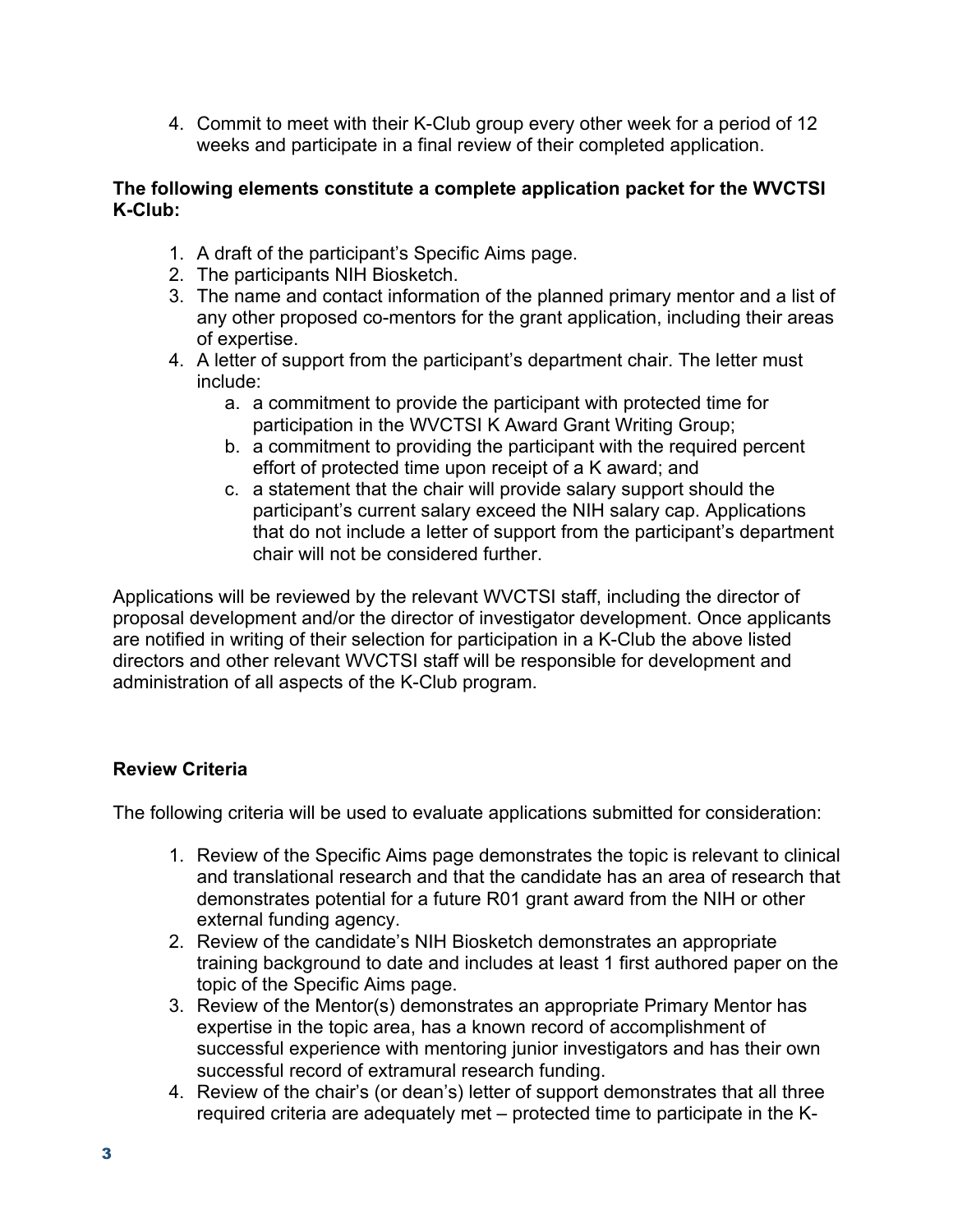4. Commit to meet with their K-Club group every other week for a period of 12 weeks and participate in a final review of their completed application.

**The following elements constitute a complete application packet for the WVCTSI K-Club:**

1. A draft of the participant's Specific Aims page.
2. The participants NIH Biosketch.
3. The name and contact information of the planned primary mentor and a list of any other proposed co-mentors for the grant application, including their areas of expertise.
4. A letter of support from the participant's department chair. The letter must include:
   a. a commitment to provide the participant with protected time for participation in the WVCTSI K Award Grant Writing Group;
   b. a commitment to providing the participant with the required percent effort of protected time upon receipt of a K award; and
   c. a statement that the chair will provide salary support should the participant's current salary exceed the NIH salary cap. Applications that do not include a letter of support from the participant's department chair will not be considered further.

Applications will be reviewed by the relevant WVCTSI staff, including the director of proposal development and/or the director of investigator development. Once applicants are notified in writing of their selection for participation in a K-Club the above listed directors and other relevant WVCTSI staff will be responsible for development and administration of all aspects of the K-Club program.

**Review Criteria**

The following criteria will be used to evaluate applications submitted for consideration:

1. Review of the Specific Aims page demonstrates the topic is relevant to clinical and translational research and that the candidate has an area of research that demonstrates potential for a future R01 grant award from the NIH or other external funding agency.
2. Review of the candidate's NIH Biosketch demonstrates an appropriate training background to date and includes at least 1 first authored paper on the topic of the Specific Aims page.
3. Review of the Mentor(s) demonstrates an appropriate Primary Mentor has expertise in the topic area, has a known record of accomplishment of successful experience with mentoring junior investigators and has their own successful record of extramural research funding.
4. Review of the chair's (or dean's) letter of support demonstrates that all three required criteria are adequately met – protected time to participate in the K-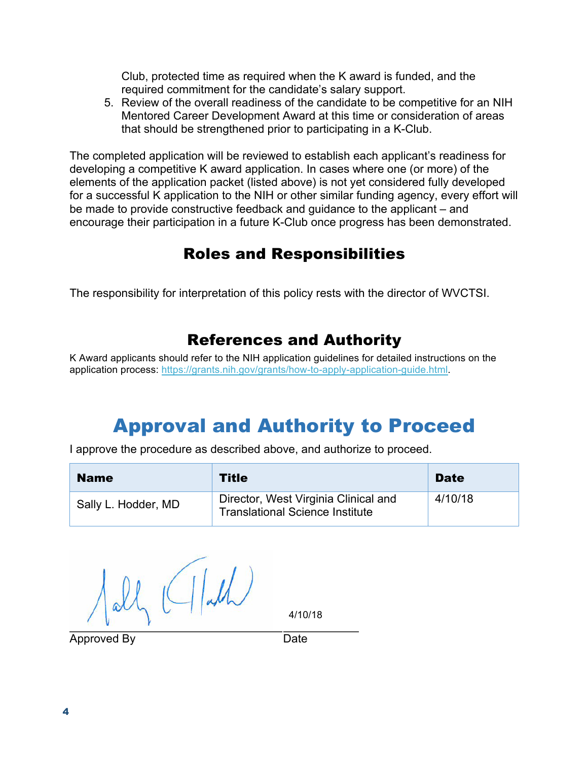Club, protected time as required when the K award is funded, and the required commitment for the candidate's salary support.

5. Review of the overall readiness of the candidate to be competitive for an NIH Mentored Career Development Award at this time or consideration of areas that should be strengthened prior to participating in a K-Club.

The completed application will be reviewed to establish each applicant's readiness for developing a competitive K award application. In cases where one (or more) of the elements of the application packet (listed above) is not yet considered fully developed for a successful K application to the NIH or other similar funding agency, every effort will be made to provide constructive feedback and guidance to the applicant – and encourage their participation in a future K-Club once progress has been demonstrated.

## Roles and Responsibilities

The responsibility for interpretation of this policy rests with the director of WVCTSI.

## References and Authority

K Award applicants should refer to the NIH application guidelines for detailed instructions on the application process: https://grants.nih.gov/grants/how-to-apply-application-guide.html.

# Approval and Authority to Proceed

I approve the procedure as described above, and authorize to proceed.

| Name | Title | Date |
| --- | --- | --- |
| Sally L. Hodder, MD | Director, West Virginia Clinical and Translational Science Institute | 4/10/18 |

4/10/18

Approved By Date